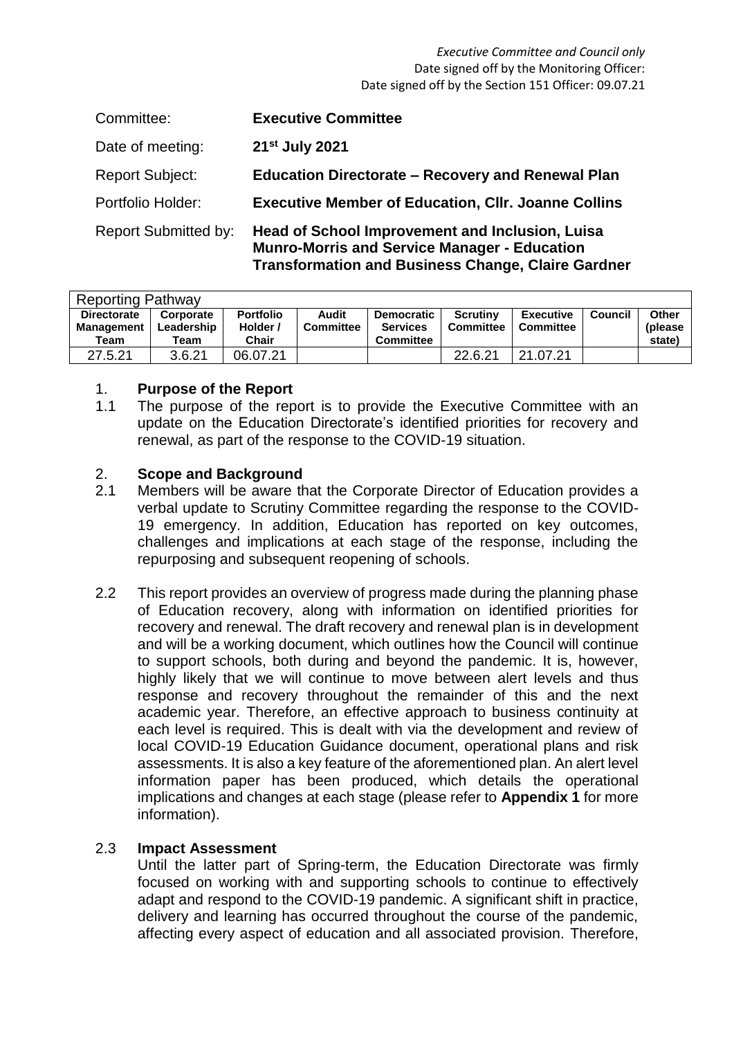*Executive Committee and Council only*
Date signed off by the Monitoring Officer:
Date signed off by the Section 151 Officer: 09.07.21

| | |
|---|---|
| Committee: | **Executive Committee** |
| Date of meeting: | **21st July 2021** |
| Report Subject: | **Education Directorate – Recovery and Renewal Plan** |
| Portfolio Holder: | **Executive Member of Education, Cllr. Joanne Collins** |
| Report Submitted by: | **Head of School Improvement and Inclusion, Luisa Munro-Morris and Service Manager - Education Transformation and Business Change, Claire Gardner** |

| Reporting Pathway | | | | | | | | |
|---|---|---|---|---|---|---|---|---|
| **Directorate Management Team** | **Corporate Leadership Team** | **Portfolio Holder / Chair** | **Audit Committee** | **Democratic Services Committee** | **Scrutiny Committee** | **Executive Committee** | **Council** | **Other (please state)** |
| 27.5.21 | 3.6.21 | 06.07.21 | | | 22.6.21 | 21.07.21 | | |

## 1. Purpose of the Report

1.1 The purpose of the report is to provide the Executive Committee with an update on the Education Directorate's identified priorities for recovery and renewal, as part of the response to the COVID-19 situation.

## 2. Scope and Background

2.1 Members will be aware that the Corporate Director of Education provides a verbal update to Scrutiny Committee regarding the response to the COVID-19 emergency. In addition, Education has reported on key outcomes, challenges and implications at each stage of the response, including the repurposing and subsequent reopening of schools.

2.2 This report provides an overview of progress made during the planning phase of Education recovery, along with information on identified priorities for recovery and renewal. The draft recovery and renewal plan is in development and will be a working document, which outlines how the Council will continue to support schools, both during and beyond the pandemic. It is, however, highly likely that we will continue to move between alert levels and thus response and recovery throughout the remainder of this and the next academic year. Therefore, an effective approach to business continuity at each level is required. This is dealt with via the development and review of local COVID-19 Education Guidance document, operational plans and risk assessments. It is also a key feature of the aforementioned plan. An alert level information paper has been produced, which details the operational implications and changes at each stage (please refer to **Appendix 1** for more information).

2.3 **Impact Assessment**

Until the latter part of Spring-term, the Education Directorate was firmly focused on working with and supporting schools to continue to effectively adapt and respond to the COVID-19 pandemic. A significant shift in practice, delivery and learning has occurred throughout the course of the pandemic, affecting every aspect of education and all associated provision. Therefore,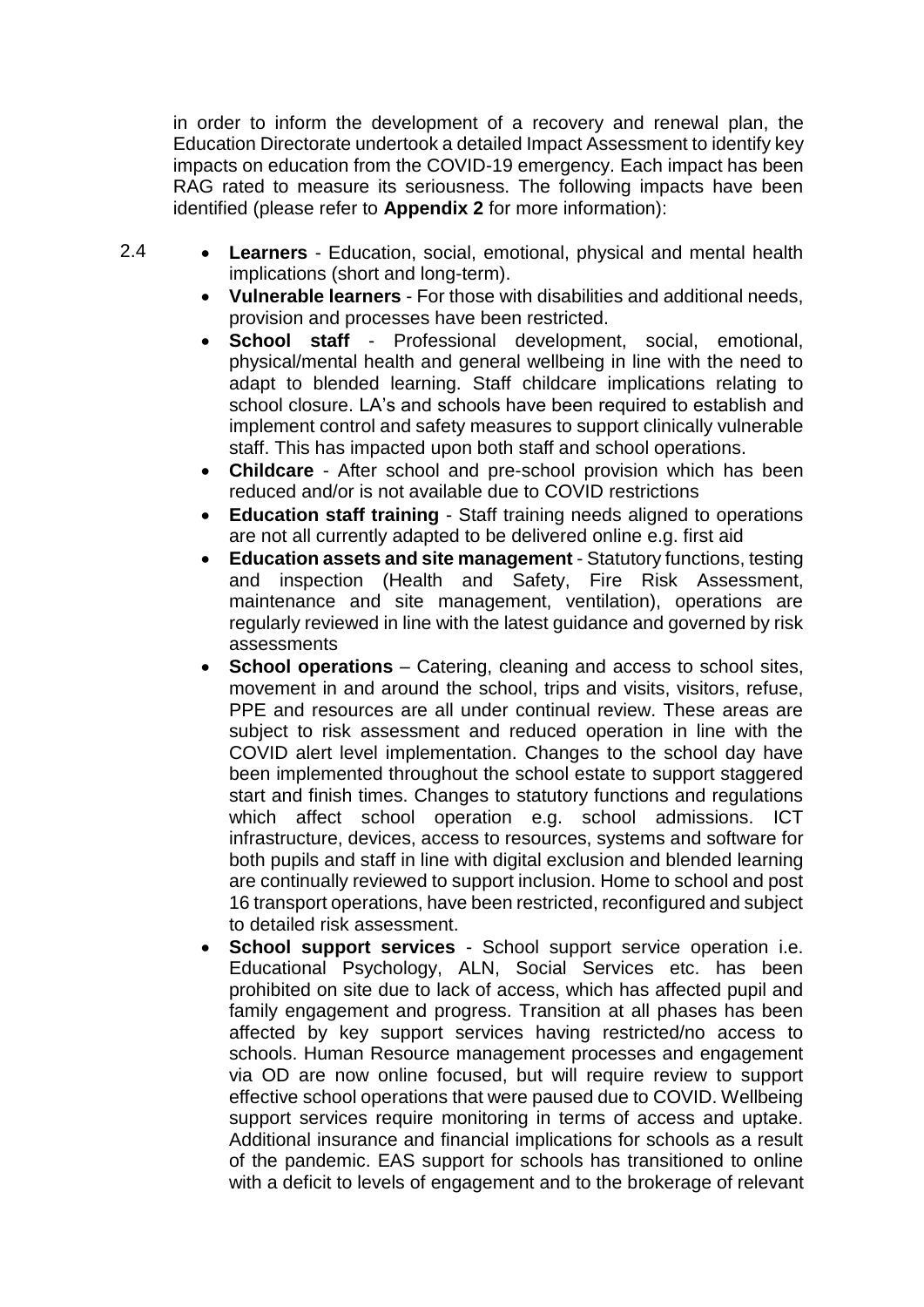in order to inform the development of a recovery and renewal plan, the Education Directorate undertook a detailed Impact Assessment to identify key impacts on education from the COVID-19 emergency. Each impact has been RAG rated to measure its seriousness. The following impacts have been identified (please refer to **Appendix 2** for more information):

2.4

- **Learners** - Education, social, emotional, physical and mental health implications (short and long-term).
- **Vulnerable learners** - For those with disabilities and additional needs, provision and processes have been restricted.
- **School staff** - Professional development, social, emotional, physical/mental health and general wellbeing in line with the need to adapt to blended learning. Staff childcare implications relating to school closure. LA's and schools have been required to establish and implement control and safety measures to support clinically vulnerable staff. This has impacted upon both staff and school operations.
- **Childcare** - After school and pre-school provision which has been reduced and/or is not available due to COVID restrictions
- **Education staff training** - Staff training needs aligned to operations are not all currently adapted to be delivered online e.g. first aid
- **Education assets and site management** - Statutory functions, testing and inspection (Health and Safety, Fire Risk Assessment, maintenance and site management, ventilation), operations are regularly reviewed in line with the latest guidance and governed by risk assessments
- **School operations** – Catering, cleaning and access to school sites, movement in and around the school, trips and visits, visitors, refuse, PPE and resources are all under continual review. These areas are subject to risk assessment and reduced operation in line with the COVID alert level implementation. Changes to the school day have been implemented throughout the school estate to support staggered start and finish times. Changes to statutory functions and regulations which affect school operation e.g. school admissions. ICT infrastructure, devices, access to resources, systems and software for both pupils and staff in line with digital exclusion and blended learning are continually reviewed to support inclusion. Home to school and post 16 transport operations, have been restricted, reconfigured and subject to detailed risk assessment.
- **School support services** - School support service operation i.e. Educational Psychology, ALN, Social Services etc. has been prohibited on site due to lack of access, which has affected pupil and family engagement and progress. Transition at all phases has been affected by key support services having restricted/no access to schools. Human Resource management processes and engagement via OD are now online focused, but will require review to support effective school operations that were paused due to COVID. Wellbeing support services require monitoring in terms of access and uptake. Additional insurance and financial implications for schools as a result of the pandemic. EAS support for schools has transitioned to online with a deficit to levels of engagement and to the brokerage of relevant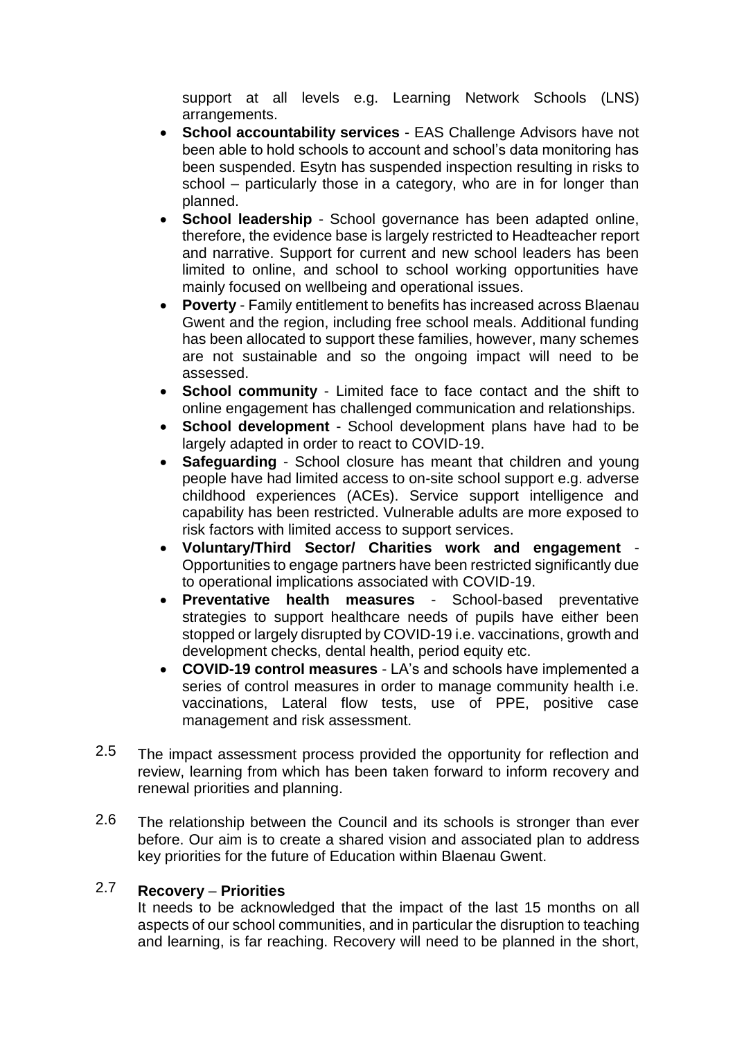support at all levels e.g. Learning Network Schools (LNS) arrangements.

- **School accountability services** - EAS Challenge Advisors have not been able to hold schools to account and school's data monitoring has been suspended. Esytn has suspended inspection resulting in risks to school – particularly those in a category, who are in for longer than planned.
- **School leadership** - School governance has been adapted online, therefore, the evidence base is largely restricted to Headteacher report and narrative. Support for current and new school leaders has been limited to online, and school to school working opportunities have mainly focused on wellbeing and operational issues.
- **Poverty** - Family entitlement to benefits has increased across Blaenau Gwent and the region, including free school meals. Additional funding has been allocated to support these families, however, many schemes are not sustainable and so the ongoing impact will need to be assessed.
- **School community** - Limited face to face contact and the shift to online engagement has challenged communication and relationships.
- **School development** - School development plans have had to be largely adapted in order to react to COVID-19.
- **Safeguarding** - School closure has meant that children and young people have had limited access to on-site school support e.g. adverse childhood experiences (ACEs). Service support intelligence and capability has been restricted. Vulnerable adults are more exposed to risk factors with limited access to support services.
- **Voluntary/Third Sector/ Charities work and engagement** - Opportunities to engage partners have been restricted significantly due to operational implications associated with COVID-19.
- **Preventative health measures** - School-based preventative strategies to support healthcare needs of pupils have either been stopped or largely disrupted by COVID-19 i.e. vaccinations, growth and development checks, dental health, period equity etc.
- **COVID-19 control measures** - LA's and schools have implemented a series of control measures in order to manage community health i.e. vaccinations, Lateral flow tests, use of PPE, positive case management and risk assessment.

2.5 The impact assessment process provided the opportunity for reflection and review, learning from which has been taken forward to inform recovery and renewal priorities and planning.

2.6 The relationship between the Council and its schools is stronger than ever before. Our aim is to create a shared vision and associated plan to address key priorities for the future of Education within Blaenau Gwent.

2.7 **Recovery – Priorities**

It needs to be acknowledged that the impact of the last 15 months on all aspects of our school communities, and in particular the disruption to teaching and learning, is far reaching. Recovery will need to be planned in the short,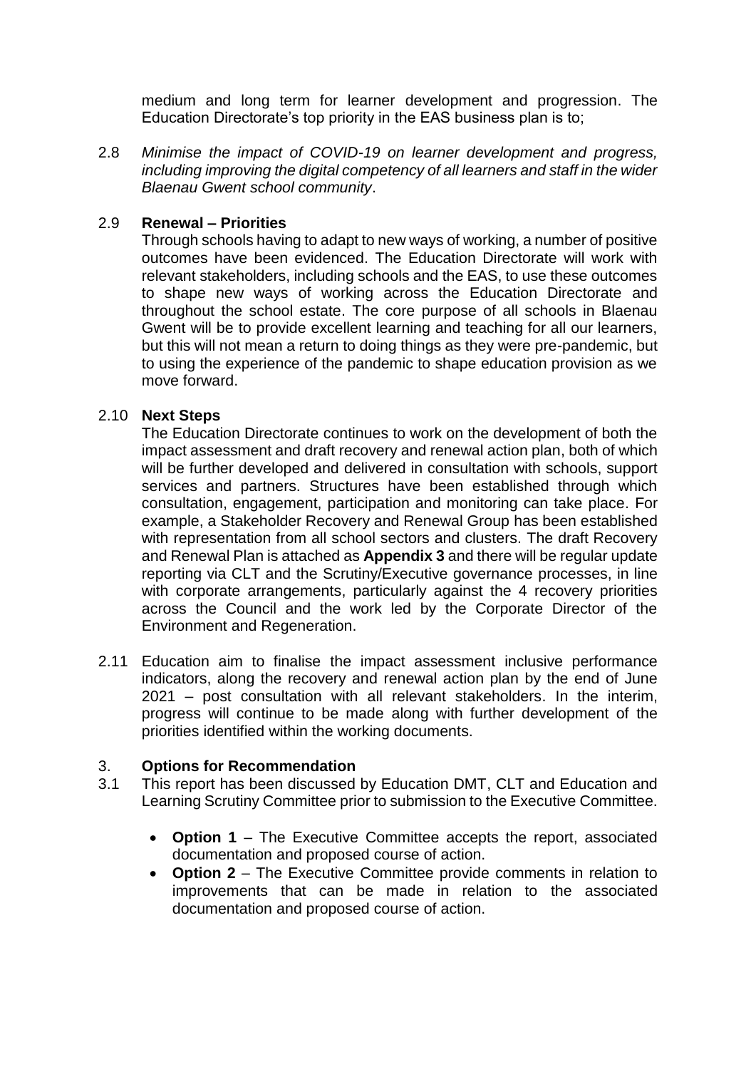medium and long term for learner development and progression. The Education Directorate's top priority in the EAS business plan is to;

2.8 *Minimise the impact of COVID-19 on learner development and progress, including improving the digital competency of all learners and staff in the wider Blaenau Gwent school community*.

2.9 **Renewal – Priorities**

Through schools having to adapt to new ways of working, a number of positive outcomes have been evidenced. The Education Directorate will work with relevant stakeholders, including schools and the EAS, to use these outcomes to shape new ways of working across the Education Directorate and throughout the school estate. The core purpose of all schools in Blaenau Gwent will be to provide excellent learning and teaching for all our learners, but this will not mean a return to doing things as they were pre-pandemic, but to using the experience of the pandemic to shape education provision as we move forward.

2.10 **Next Steps**

The Education Directorate continues to work on the development of both the impact assessment and draft recovery and renewal action plan, both of which will be further developed and delivered in consultation with schools, support services and partners. Structures have been established through which consultation, engagement, participation and monitoring can take place. For example, a Stakeholder Recovery and Renewal Group has been established with representation from all school sectors and clusters. The draft Recovery and Renewal Plan is attached as **Appendix 3** and there will be regular update reporting via CLT and the Scrutiny/Executive governance processes, in line with corporate arrangements, particularly against the 4 recovery priorities across the Council and the work led by the Corporate Director of the Environment and Regeneration.

2.11 Education aim to finalise the impact assessment inclusive performance indicators, along the recovery and renewal action plan by the end of June 2021 – post consultation with all relevant stakeholders. In the interim, progress will continue to be made along with further development of the priorities identified within the working documents.

3. **Options for Recommendation**

3.1 This report has been discussed by Education DMT, CLT and Education and Learning Scrutiny Committee prior to submission to the Executive Committee.

- **Option 1** – The Executive Committee accepts the report, associated documentation and proposed course of action.
- **Option 2** – The Executive Committee provide comments in relation to improvements that can be made in relation to the associated documentation and proposed course of action.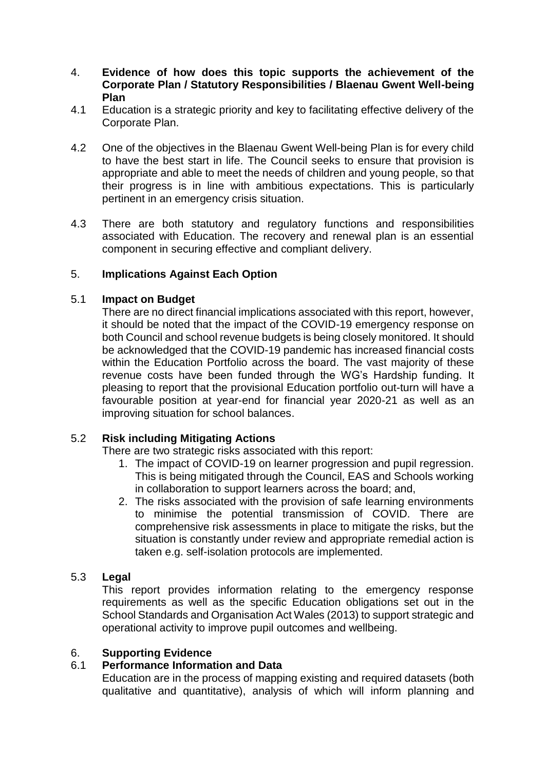4. **Evidence of how does this topic supports the achievement of the Corporate Plan / Statutory Responsibilities / Blaenau Gwent Well-being Plan**

4.1 Education is a strategic priority and key to facilitating effective delivery of the Corporate Plan.

4.2 One of the objectives in the Blaenau Gwent Well-being Plan is for every child to have the best start in life. The Council seeks to ensure that provision is appropriate and able to meet the needs of children and young people, so that their progress is in line with ambitious expectations. This is particularly pertinent in an emergency crisis situation.

4.3 There are both statutory and regulatory functions and responsibilities associated with Education. The recovery and renewal plan is an essential component in securing effective and compliant delivery.

5. **Implications Against Each Option**

5.1 **Impact on Budget**

There are no direct financial implications associated with this report, however, it should be noted that the impact of the COVID-19 emergency response on both Council and school revenue budgets is being closely monitored. It should be acknowledged that the COVID-19 pandemic has increased financial costs within the Education Portfolio across the board. The vast majority of these revenue costs have been funded through the WG's Hardship funding. It pleasing to report that the provisional Education portfolio out-turn will have a favourable position at year-end for financial year 2020-21 as well as an improving situation for school balances.

5.2 **Risk including Mitigating Actions**

There are two strategic risks associated with this report:

1. The impact of COVID-19 on learner progression and pupil regression. This is being mitigated through the Council, EAS and Schools working in collaboration to support learners across the board; and,
2. The risks associated with the provision of safe learning environments to minimise the potential transmission of COVID. There are comprehensive risk assessments in place to mitigate the risks, but the situation is constantly under review and appropriate remedial action is taken e.g. self-isolation protocols are implemented.

5.3 **Legal**

This report provides information relating to the emergency response requirements as well as the specific Education obligations set out in the School Standards and Organisation Act Wales (2013) to support strategic and operational activity to improve pupil outcomes and wellbeing.

6. **Supporting Evidence**

6.1 **Performance Information and Data**

Education are in the process of mapping existing and required datasets (both qualitative and quantitative), analysis of which will inform planning and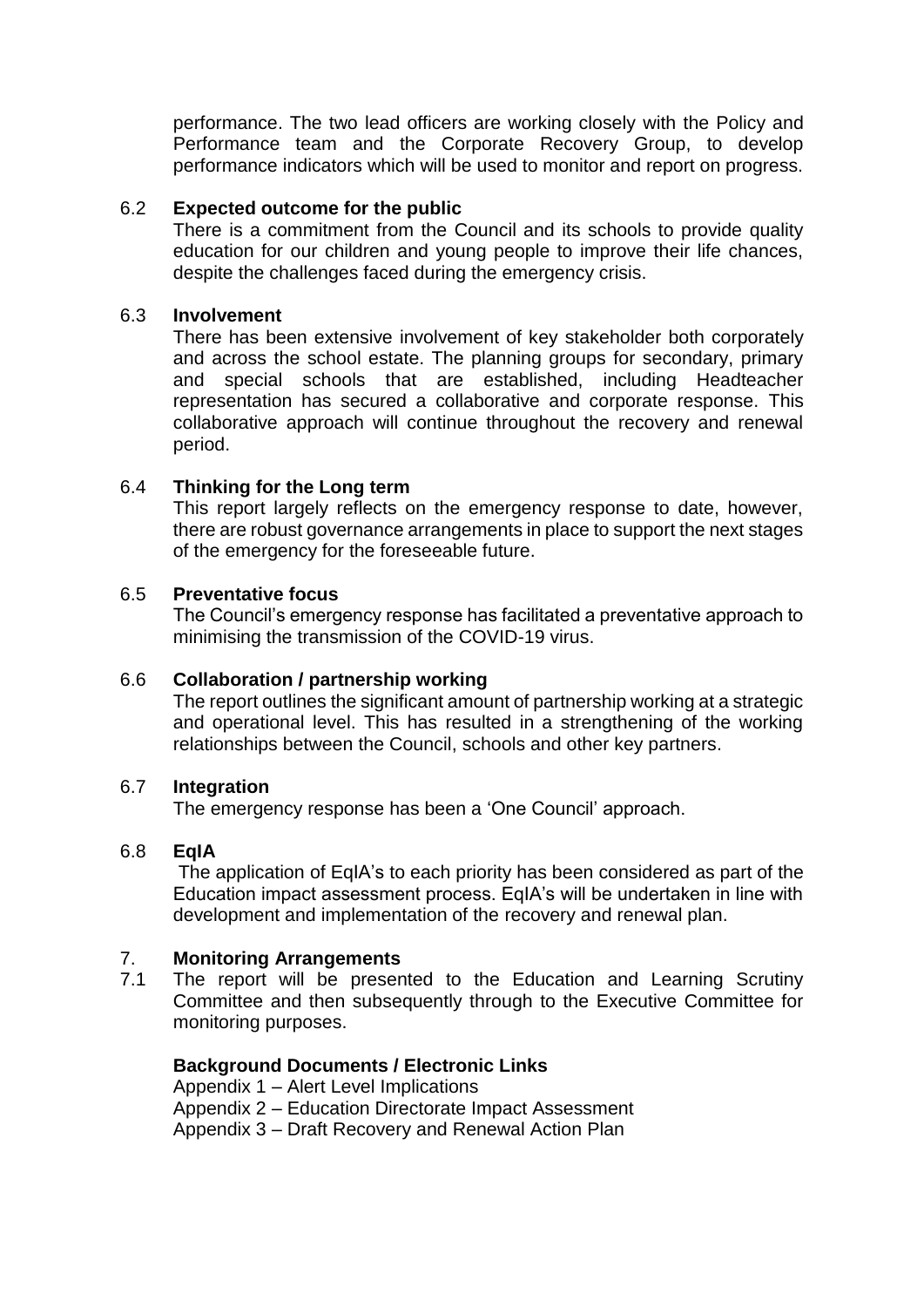performance. The two lead officers are working closely with the Policy and Performance team and the Corporate Recovery Group, to develop performance indicators which will be used to monitor and report on progress.

6.2 **Expected outcome for the public**

There is a commitment from the Council and its schools to provide quality education for our children and young people to improve their life chances, despite the challenges faced during the emergency crisis.

6.3 **Involvement**

There has been extensive involvement of key stakeholder both corporately and across the school estate. The planning groups for secondary, primary and special schools that are established, including Headteacher representation has secured a collaborative and corporate response. This collaborative approach will continue throughout the recovery and renewal period.

6.4 **Thinking for the Long term**

This report largely reflects on the emergency response to date, however, there are robust governance arrangements in place to support the next stages of the emergency for the foreseeable future.

6.5 **Preventative focus**

The Council's emergency response has facilitated a preventative approach to minimising the transmission of the COVID-19 virus.

6.6 **Collaboration / partnership working**

The report outlines the significant amount of partnership working at a strategic and operational level. This has resulted in a strengthening of the working relationships between the Council, schools and other key partners.

6.7 **Integration**

The emergency response has been a 'One Council' approach.

6.8 **EqIA**

The application of EqIA's to each priority has been considered as part of the Education impact assessment process. EqIA's will be undertaken in line with development and implementation of the recovery and renewal plan.

## 7. Monitoring Arrangements

7.1 The report will be presented to the Education and Learning Scrutiny Committee and then subsequently through to the Executive Committee for monitoring purposes.

**Background Documents / Electronic Links**

Appendix 1 – Alert Level Implications
Appendix 2 – Education Directorate Impact Assessment
Appendix 3 – Draft Recovery and Renewal Action Plan